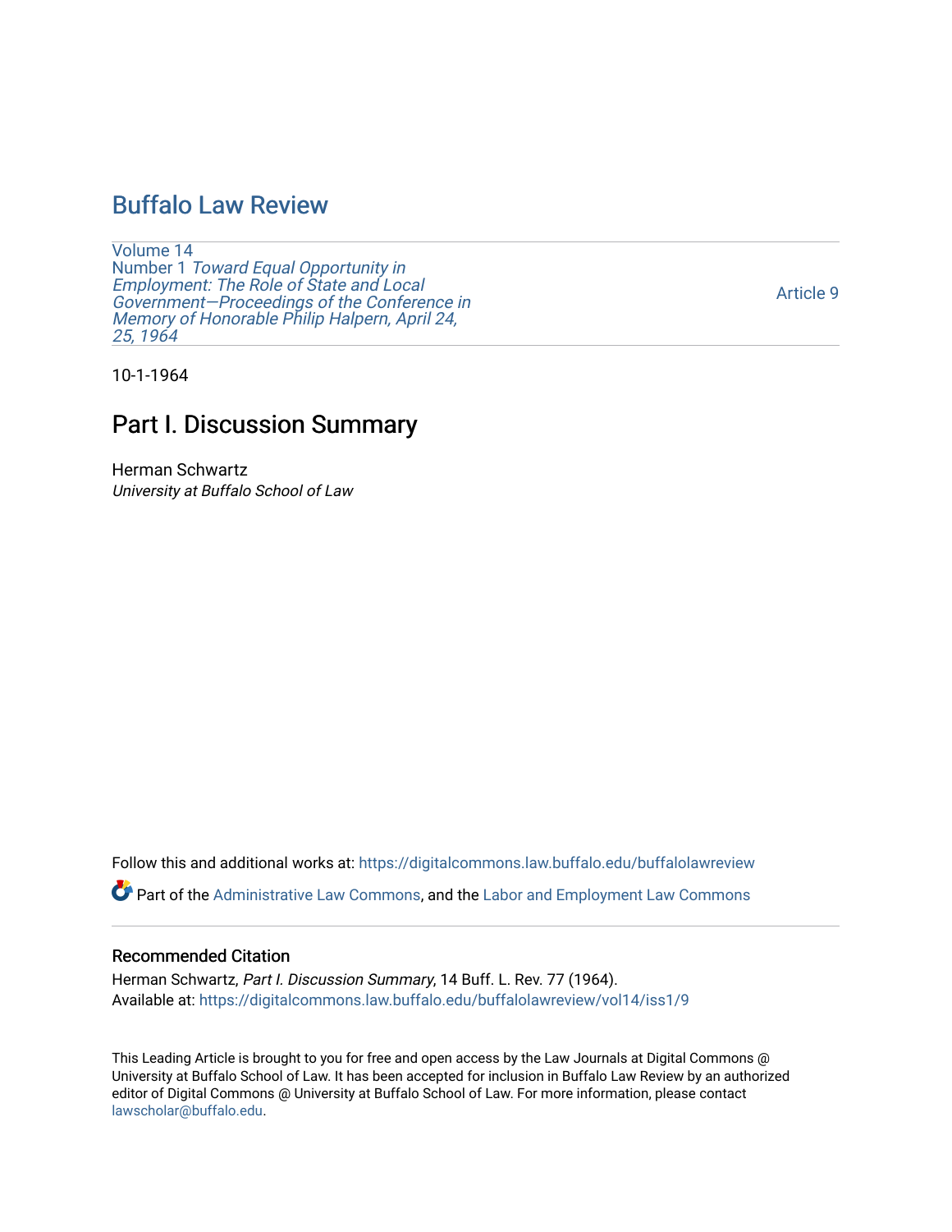# Buffalo Law Review

Volume 14
Number 1 *Toward Equal Opportunity in Employment: The Role of State and Local Government—Proceedings of the Conference in Memory of Honorable Philip Halpern, April 24, 25, 1964*

Article 9

10-1-1964

## Part I. Discussion Summary

Herman Schwartz
*University at Buffalo School of Law*

Follow this and additional works at: https://digitalcommons.law.buffalo.edu/buffalolawreview

Part of the Administrative Law Commons, and the Labor and Employment Law Commons

### Recommended Citation

Herman Schwartz, *Part I. Discussion Summary*, 14 Buff. L. Rev. 77 (1964).
Available at: https://digitalcommons.law.buffalo.edu/buffalolawreview/vol14/iss1/9

This Leading Article is brought to you for free and open access by the Law Journals at Digital Commons @ University at Buffalo School of Law. It has been accepted for inclusion in Buffalo Law Review by an authorized editor of Digital Commons @ University at Buffalo School of Law. For more information, please contact lawscholar@buffalo.edu.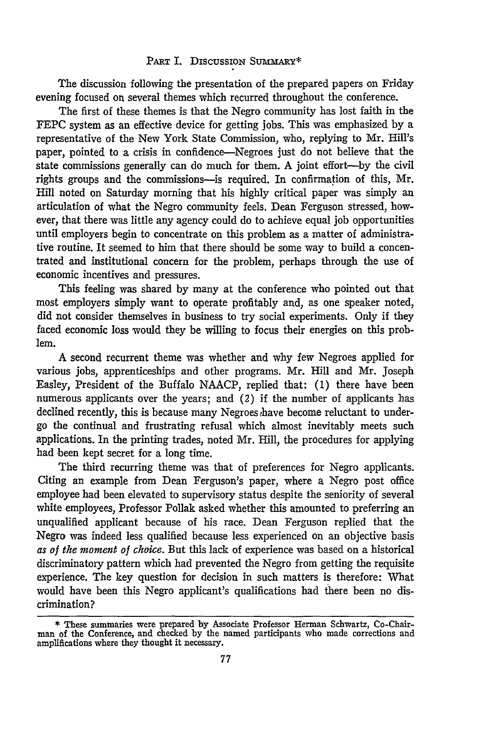## PART I. DISCUSSION SUMMARY*

The discussion following the presentation of the prepared papers on Friday evening focused on several themes which recurred throughout the conference.

The first of these themes is that the Negro community has lost faith in the FEPC system as an effective device for getting jobs. This was emphasized by a representative of the New York State Commission, who, replying to Mr. Hill's paper, pointed to a crisis in confidence—Negroes just do not believe that the state commissions generally can do much for them. A joint effort—by the civil rights groups and the commissions—is required. In confirmation of this, Mr. Hill noted on Saturday morning that his highly critical paper was simply an articulation of what the Negro community feels. Dean Ferguson stressed, however, that there was little any agency could do to achieve equal job opportunities until employers begin to concentrate on this problem as a matter of administrative routine. It seemed to him that there should be some way to build a concentrated and institutional concern for the problem, perhaps through the use of economic incentives and pressures.

This feeling was shared by many at the conference who pointed out that most employers simply want to operate profitably and, as one speaker noted, did not consider themselves in business to try social experiments. Only if they faced economic loss would they be willing to focus their energies on this problem.

A second recurrent theme was whether and why few Negroes applied for various jobs, apprenticeships and other programs. Mr. Hill and Mr. Joseph Easley, President of the Buffalo NAACP, replied that: (1) there have been numerous applicants over the years; and (2) if the number of applicants has declined recently, this is because many Negroes have become reluctant to undergo the continual and frustrating refusal which almost inevitably meets such applications. In the printing trades, noted Mr. Hill, the procedures for applying had been kept secret for a long time.

The third recurring theme was that of preferences for Negro applicants. Citing an example from Dean Ferguson's paper, where a Negro post office employee had been elevated to supervisory status despite the seniority of several white employees, Professor Pollak asked whether this amounted to preferring an unqualified applicant because of his race. Dean Ferguson replied that the Negro was indeed less qualified because less experienced on an objective basis *as of the moment of choice*. But this lack of experience was based on a historical discriminatory pattern which had prevented the Negro from getting the requisite experience. The key question for decision in such matters is therefore: What would have been this Negro applicant's qualifications had there been no discrimination?

* These summaries were prepared by Associate Professor Herman Schwartz, Co-Chairman of the Conference, and checked by the named participants who made corrections and amplifications where they thought it necessary.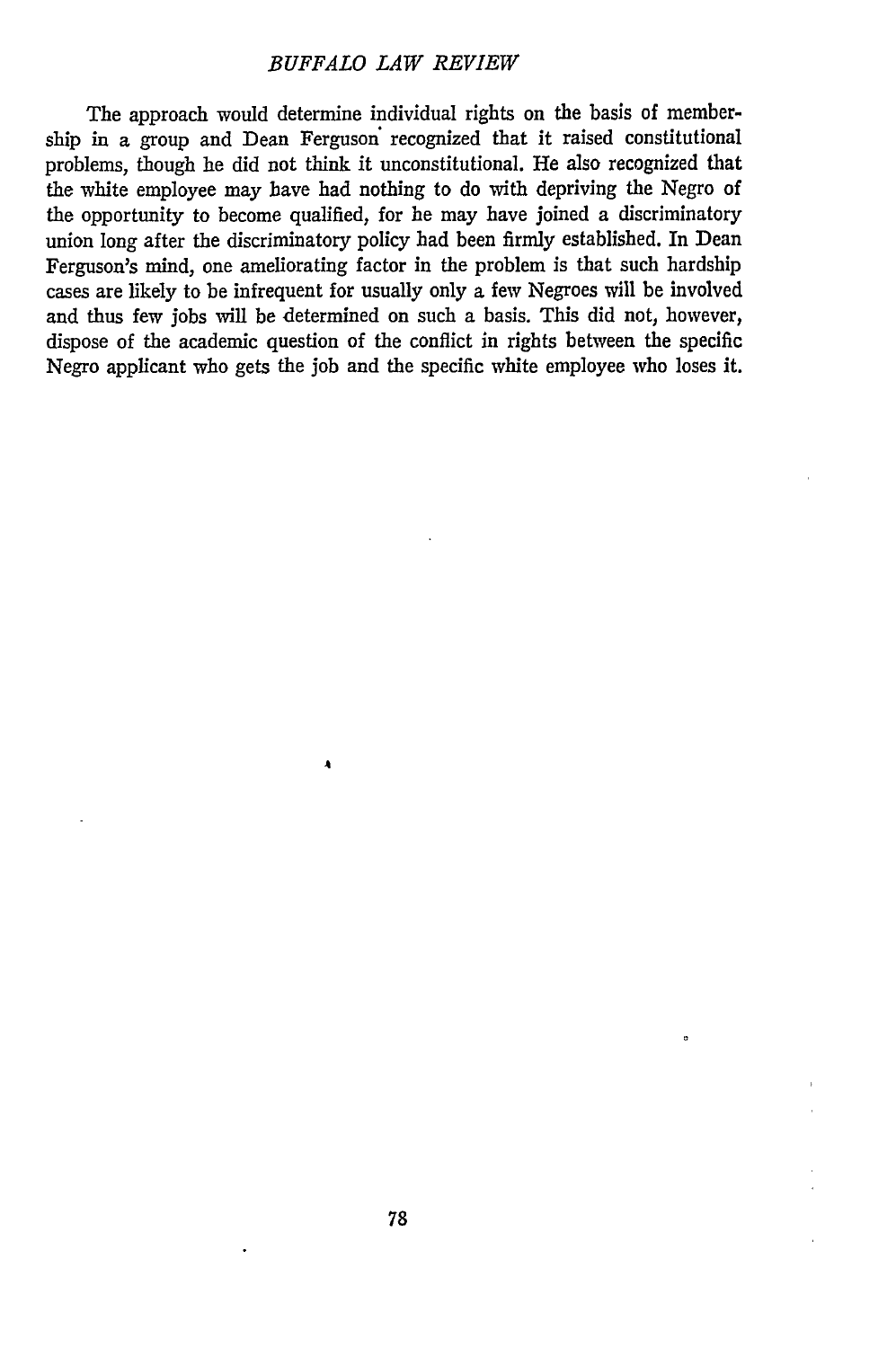The approach would determine individual rights on the basis of membership in a group and Dean Ferguson recognized that it raised constitutional problems, though he did not think it unconstitutional. He also recognized that the white employee may have had nothing to do with depriving the Negro of the opportunity to become qualified, for he may have joined a discriminatory union long after the discriminatory policy had been firmly established. In Dean Ferguson's mind, one ameliorating factor in the problem is that such hardship cases are likely to be infrequent for usually only a few Negroes will be involved and thus few jobs will be determined on such a basis. This did not, however, dispose of the academic question of the conflict in rights between the specific Negro applicant who gets the job and the specific white employee who loses it.